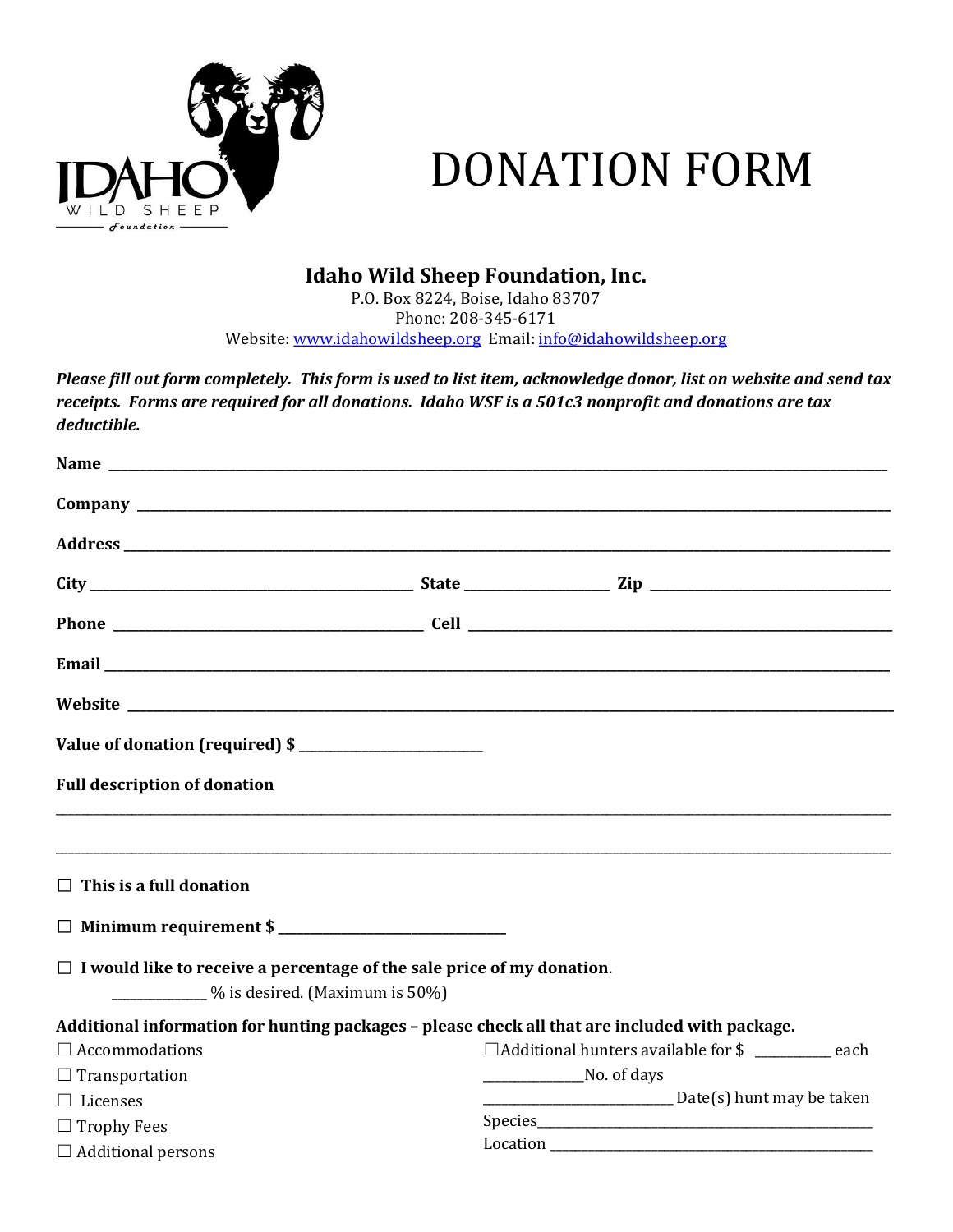# DONATION FORM

**Idaho Wild Sheep Foundation, Inc.**
P.O. Box 8224, Boise, Idaho 83707
Phone: 208-345-6171
Website: www.idahowildsheep.org Email: info@idahowildsheep.org

***Please fill out form completely. This form is used to list item, acknowledge donor, list on website and send tax receipts. Forms are required for all donations. Idaho WSF is a 501c3 nonprofit and donations are tax deductible.***

**Name** ______________________________________________

**Company** ______________________________________________

**Address** ______________________________________________

**City** ____________________ **State** __________ **Zip** ________________

**Phone** ____________________ **Cell** ____________________

**Email** ______________________________________________

**Website** ______________________________________________

**Value of donation (required) $** ______________

**Full description of donation**

______________________________________________

______________________________________________

☐ **This is a full donation**

☐ **Minimum requirement $** ________________

☐ **I would like to receive a percentage of the sale price of my donation**.
_______ % is desired. (Maximum is 50%)

**Additional information for hunting packages – please check all that are included with package.**

☐ Accommodations
☐ Transportation
☐ Licenses
☐ Trophy Fees
☐ Additional persons

☐Additional hunters available for $ ______ each
________No. of days
______________ Date(s) hunt may be taken
Species_________________________
Location _________________________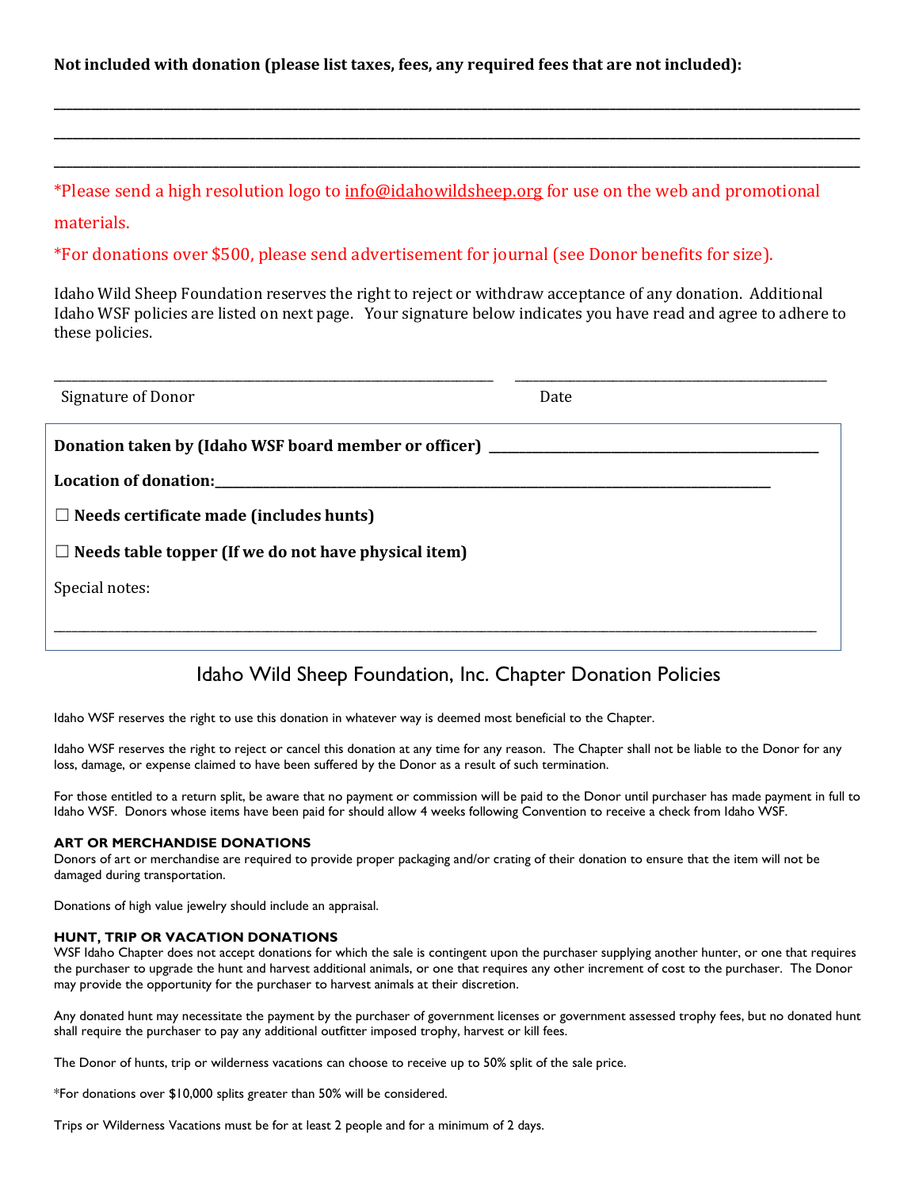**Not included with donation (please list taxes, fees, any required fees that are not included):**

\_\_\_\_\_\_\_\_\_\_\_\_\_\_\_\_\_\_\_\_\_\_\_\_\_\_\_\_\_\_\_\_\_\_\_\_\_\_\_\_\_\_\_\_\_\_\_\_\_\_\_\_\_\_\_\_\_\_\_\_\_\_\_\_\_\_\_\_\_\_\_\_\_\_\_\_\_\_

\_\_\_\_\_\_\_\_\_\_\_\_\_\_\_\_\_\_\_\_\_\_\_\_\_\_\_\_\_\_\_\_\_\_\_\_\_\_\_\_\_\_\_\_\_\_\_\_\_\_\_\_\_\_\_\_\_\_\_\_\_\_\_\_\_\_\_\_\_\_\_\_\_\_\_\_\_\_

\_\_\_\_\_\_\_\_\_\_\_\_\_\_\_\_\_\_\_\_\_\_\_\_\_\_\_\_\_\_\_\_\_\_\_\_\_\_\_\_\_\_\_\_\_\_\_\_\_\_\_\_\_\_\_\_\_\_\_\_\_\_\_\_\_\_\_\_\_\_\_\_\_\_\_\_\_\_

*Please send a high resolution logo to info@idahowildsheep.org for use on the web and promotional materials.

*For donations over $500, please send advertisement for journal (see Donor benefits for size).

Idaho Wild Sheep Foundation reserves the right to reject or withdraw acceptance of any donation. Additional Idaho WSF policies are listed on next page. Your signature below indicates you have read and agree to adhere to these policies.

\_\_\_\_\_\_\_\_\_\_\_\_\_\_\_\_\_\_\_\_\_\_\_\_\_\_\_\_\_\_\_\_\_\_\_\_\_\_\_\_ \_\_\_\_\_\_\_\_\_\_\_\_\_\_\_\_\_\_\_\_\_\_\_\_\_\_\_\_\_\_

Signature of Donor Date

**Donation taken by (Idaho WSF board member or officer)** \_\_\_\_\_\_\_\_\_\_\_\_\_\_\_\_\_\_\_\_\_\_\_\_\_\_\_\_\_\_

**Location of donation:**\_\_\_\_\_\_\_\_\_\_\_\_\_\_\_\_\_\_\_\_\_\_\_\_\_\_\_\_\_\_\_\_\_\_\_\_\_\_\_\_\_\_\_\_\_\_\_\_\_\_\_\_

☐ **Needs certificate made (includes hunts)**

☐ **Needs table topper (If we do not have physical item)**

Special notes:

\_\_\_\_\_\_\_\_\_\_\_\_\_\_\_\_\_\_\_\_\_\_\_\_\_\_\_\_\_\_\_\_\_\_\_\_\_\_\_\_\_\_\_\_\_\_\_\_\_\_\_\_\_\_\_\_\_\_\_\_\_\_\_\_\_\_\_\_\_\_\_\_\_\_\_\_\_\_

## Idaho Wild Sheep Foundation, Inc. Chapter Donation Policies

Idaho WSF reserves the right to use this donation in whatever way is deemed most beneficial to the Chapter.

Idaho WSF reserves the right to reject or cancel this donation at any time for any reason. The Chapter shall not be liable to the Donor for any loss, damage, or expense claimed to have been suffered by the Donor as a result of such termination.

For those entitled to a return split, be aware that no payment or commission will be paid to the Donor until purchaser has made payment in full to Idaho WSF. Donors whose items have been paid for should allow 4 weeks following Convention to receive a check from Idaho WSF.

### ART OR MERCHANDISE DONATIONS

Donors of art or merchandise are required to provide proper packaging and/or crating of their donation to ensure that the item will not be damaged during transportation.

Donations of high value jewelry should include an appraisal.

### HUNT, TRIP OR VACATION DONATIONS

WSF Idaho Chapter does not accept donations for which the sale is contingent upon the purchaser supplying another hunter, or one that requires the purchaser to upgrade the hunt and harvest additional animals, or one that requires any other increment of cost to the purchaser. The Donor may provide the opportunity for the purchaser to harvest animals at their discretion.

Any donated hunt may necessitate the payment by the purchaser of government licenses or government assessed trophy fees, but no donated hunt shall require the purchaser to pay any additional outfitter imposed trophy, harvest or kill fees.

The Donor of hunts, trip or wilderness vacations can choose to receive up to 50% split of the sale price.

*For donations over $10,000 splits greater than 50% will be considered.

Trips or Wilderness Vacations must be for at least 2 people and for a minimum of 2 days.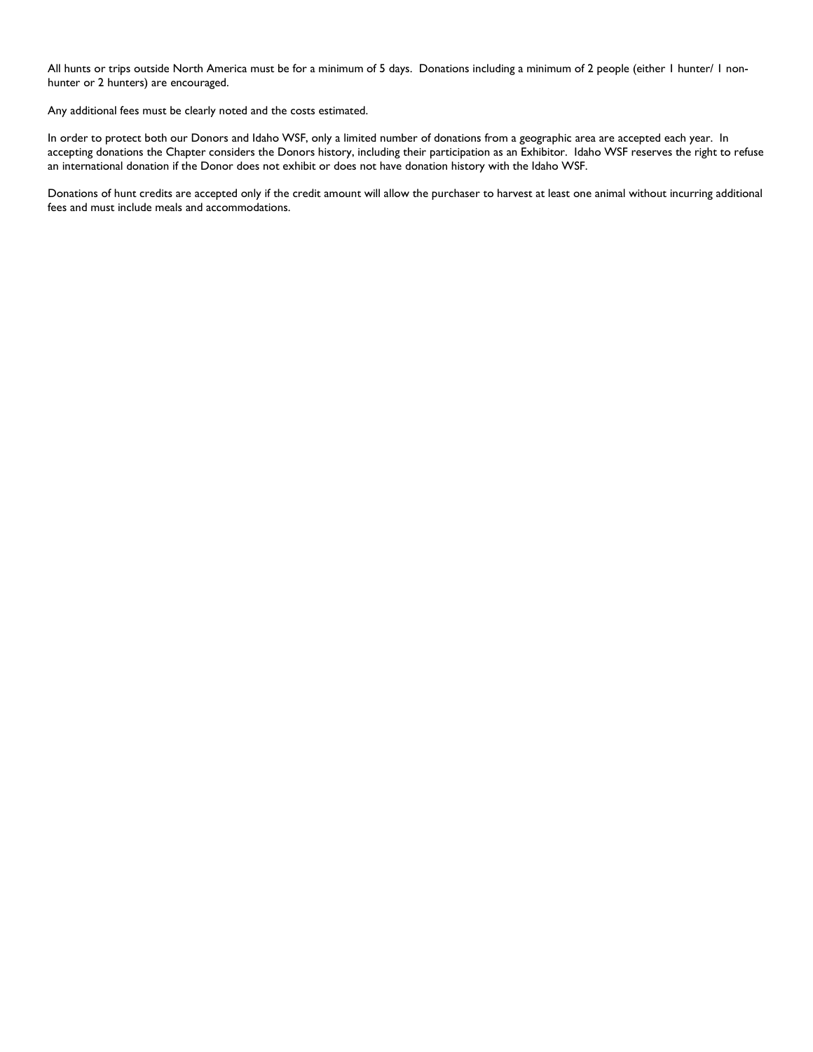All hunts or trips outside North America must be for a minimum of 5 days. Donations including a minimum of 2 people (either 1 hunter/ 1 non-hunter or 2 hunters) are encouraged.

Any additional fees must be clearly noted and the costs estimated.

In order to protect both our Donors and Idaho WSF, only a limited number of donations from a geographic area are accepted each year. In accepting donations the Chapter considers the Donors history, including their participation as an Exhibitor. Idaho WSF reserves the right to refuse an international donation if the Donor does not exhibit or does not have donation history with the Idaho WSF.

Donations of hunt credits are accepted only if the credit amount will allow the purchaser to harvest at least one animal without incurring additional fees and must include meals and accommodations.